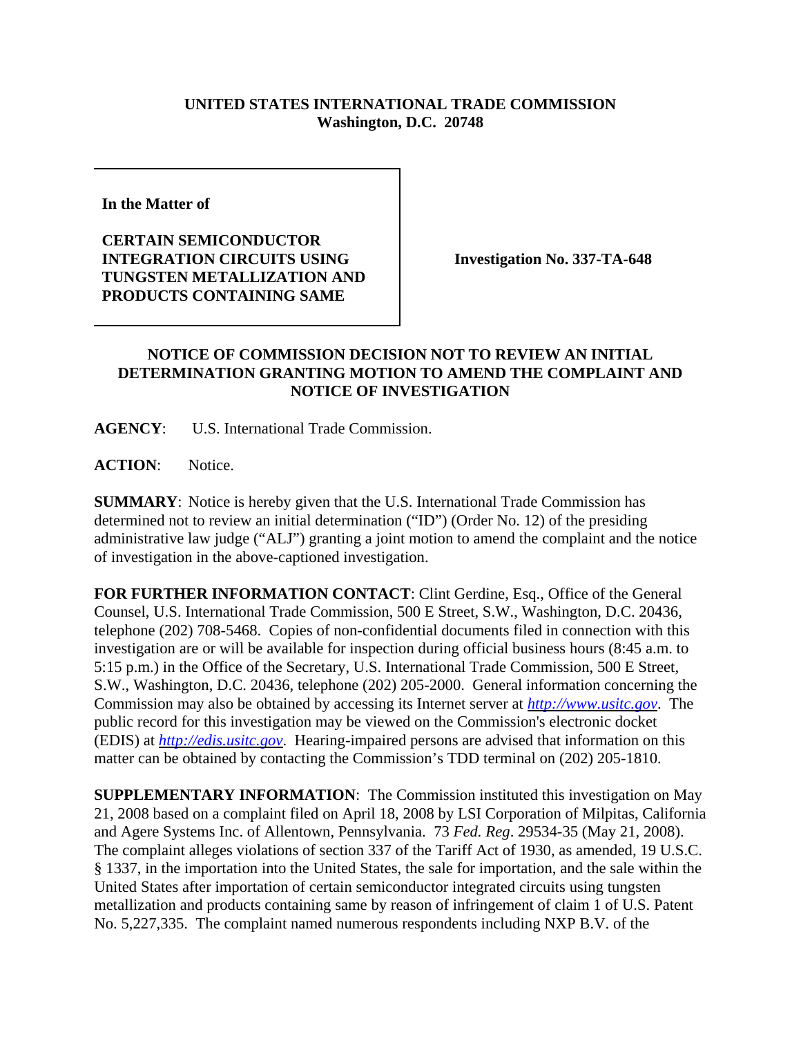**UNITED STATES INTERNATIONAL TRADE COMMISSION**
**Washington, D.C. 20748**

| In the Matter of<br><br>**CERTAIN SEMICONDUCTOR INTEGRATION CIRCUITS USING TUNGSTEN METALLIZATION AND PRODUCTS CONTAINING SAME** | **Investigation No. 337-TA-648** |
|---|---|

## NOTICE OF COMMISSION DECISION NOT TO REVIEW AN INITIAL DETERMINATION GRANTING MOTION TO AMEND THE COMPLAINT AND NOTICE OF INVESTIGATION

**AGENCY**: U.S. International Trade Commission.

**ACTION**: Notice.

**SUMMARY**: Notice is hereby given that the U.S. International Trade Commission has determined not to review an initial determination ("ID") (Order No. 12) of the presiding administrative law judge ("ALJ") granting a joint motion to amend the complaint and the notice of investigation in the above-captioned investigation.

**FOR FURTHER INFORMATION CONTACT**: Clint Gerdine, Esq., Office of the General Counsel, U.S. International Trade Commission, 500 E Street, S.W., Washington, D.C. 20436, telephone (202) 708-5468. Copies of non-confidential documents filed in connection with this investigation are or will be available for inspection during official business hours (8:45 a.m. to 5:15 p.m.) in the Office of the Secretary, U.S. International Trade Commission, 500 E Street, S.W., Washington, D.C. 20436, telephone (202) 205-2000. General information concerning the Commission may also be obtained by accessing its Internet server at *http://www.usitc.gov*. The public record for this investigation may be viewed on the Commission's electronic docket (EDIS) at *http://edis.usitc.gov*. Hearing-impaired persons are advised that information on this matter can be obtained by contacting the Commission's TDD terminal on (202) 205-1810.

**SUPPLEMENTARY INFORMATION**: The Commission instituted this investigation on May 21, 2008 based on a complaint filed on April 18, 2008 by LSI Corporation of Milpitas, California and Agere Systems Inc. of Allentown, Pennsylvania. 73 *Fed. Reg*. 29534-35 (May 21, 2008). The complaint alleges violations of section 337 of the Tariff Act of 1930, as amended, 19 U.S.C. § 1337, in the importation into the United States, the sale for importation, and the sale within the United States after importation of certain semiconductor integrated circuits using tungsten metallization and products containing same by reason of infringement of claim 1 of U.S. Patent No. 5,227,335. The complaint named numerous respondents including NXP B.V. of the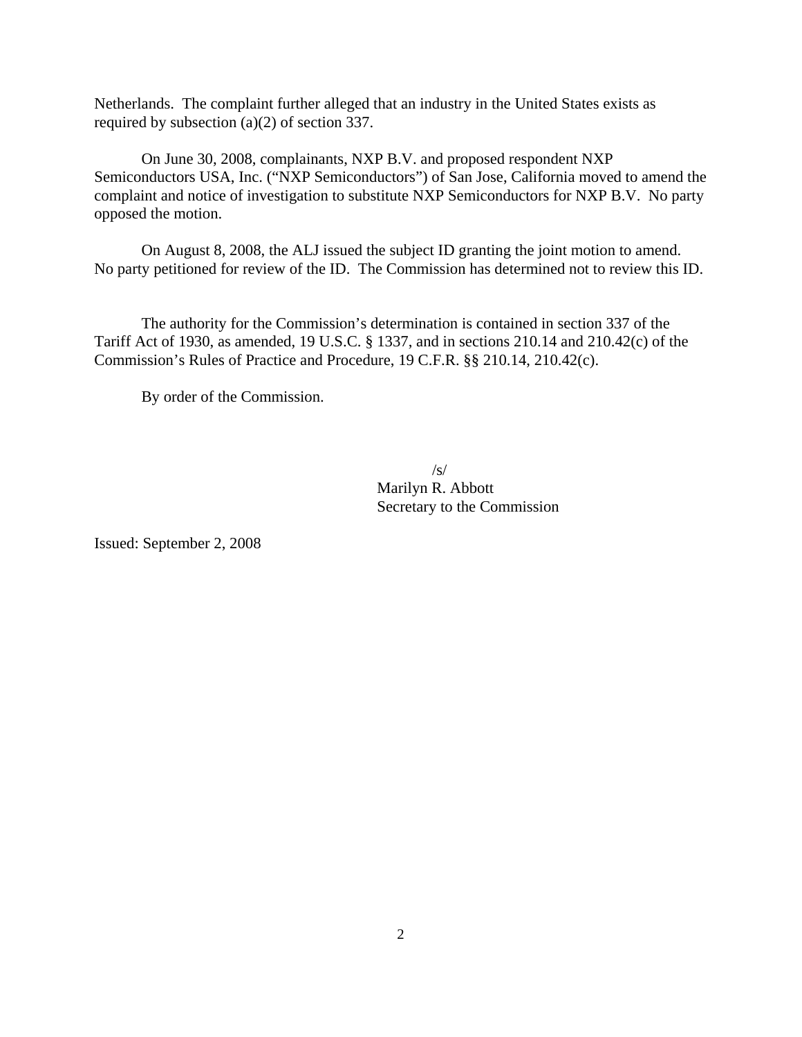Netherlands. The complaint further alleged that an industry in the United States exists as required by subsection (a)(2) of section 337.

On June 30, 2008, complainants, NXP B.V. and proposed respondent NXP Semiconductors USA, Inc. ("NXP Semiconductors") of San Jose, California moved to amend the complaint and notice of investigation to substitute NXP Semiconductors for NXP B.V. No party opposed the motion.

On August 8, 2008, the ALJ issued the subject ID granting the joint motion to amend. No party petitioned for review of the ID. The Commission has determined not to review this ID.

The authority for the Commission's determination is contained in section 337 of the Tariff Act of 1930, as amended, 19 U.S.C. § 1337, and in sections 210.14 and 210.42(c) of the Commission's Rules of Practice and Procedure, 19 C.F.R. §§ 210.14, 210.42(c).

By order of the Commission.

/s/
Marilyn R. Abbott
Secretary to the Commission

Issued: September 2, 2008